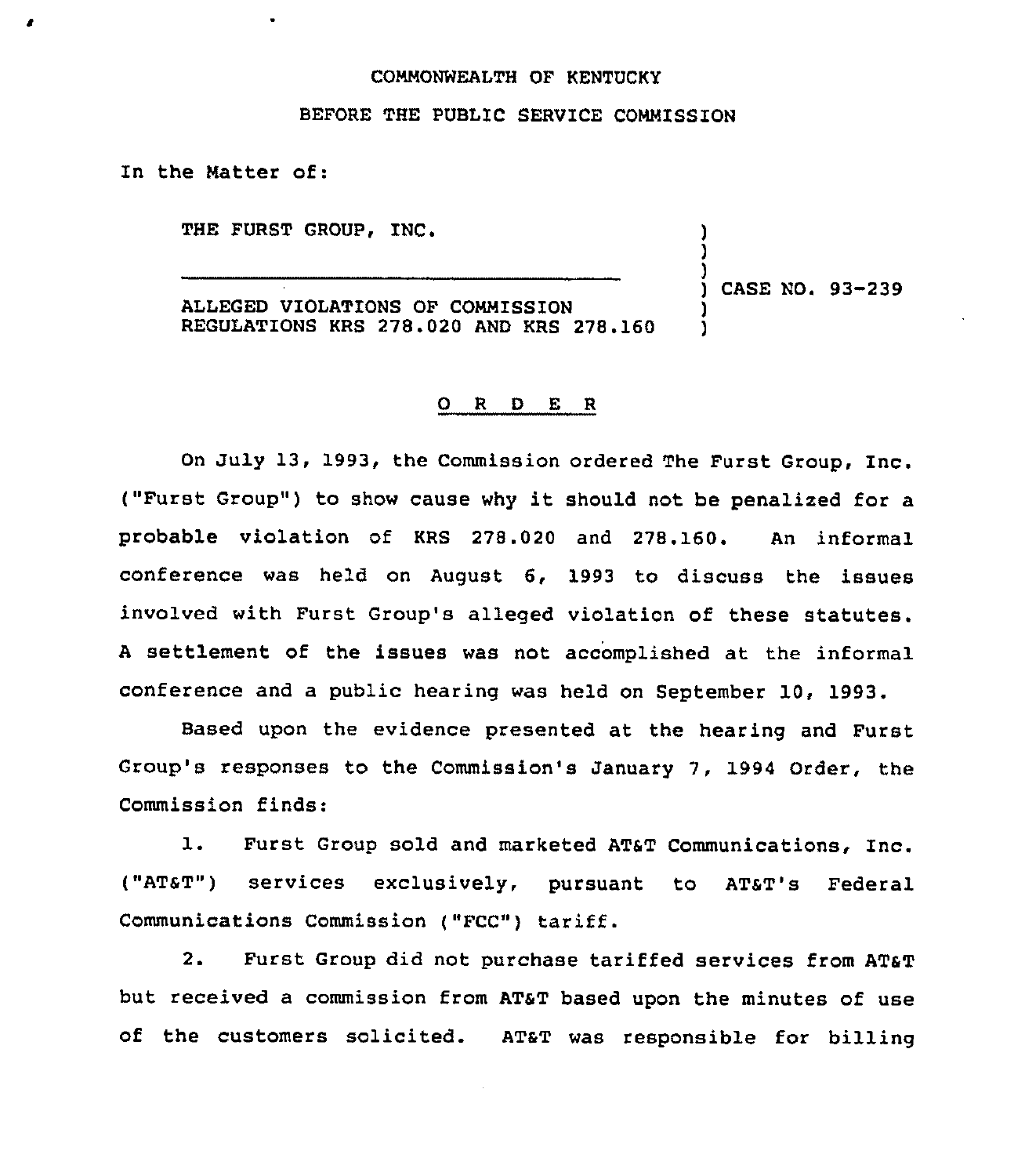COMMONWEALTH OF KENTUCKY

BEFORE THE PUBLIC SERVICE COMMISSION

In the Matter of:

THE FURST GROUP, INC.

ALLEGED VIOLATIONS OF COMMISSION REGULATIONS KRS 278.020 AND KRS 278.160

) CASE NO. 93-239

## O R D E R

On July 13, 1993, the Commission ordered The Furst Group, Inc. ("Furst Group") to show cause why it should not be penalized for a probable violation of KRS 278.020 and 278.160. An informal conference was held on August 6, 1993 to discuss the issues involved with Furst Group's alleged violation of these statutes. A settlement of the issues was not accomplished at the informal conference and a public hearing was held on September 10, 1993.

Based upon the evidence presented at the hearing and Furst Group's responses to the Commission's January 7, 1994 Order, the Commission finds:

1. Furst Group sold and marketed AT&T Communications, Inc. ("AT&T") services exclusively, pursuant to AT&T's Federal Communications Commission ("FCC") tariff.

2. Furst Group did not purchase tariffed services from AT&T but received a commission from AT&T based upon the minutes of use of the customers solicited. AT&T was responsible for billing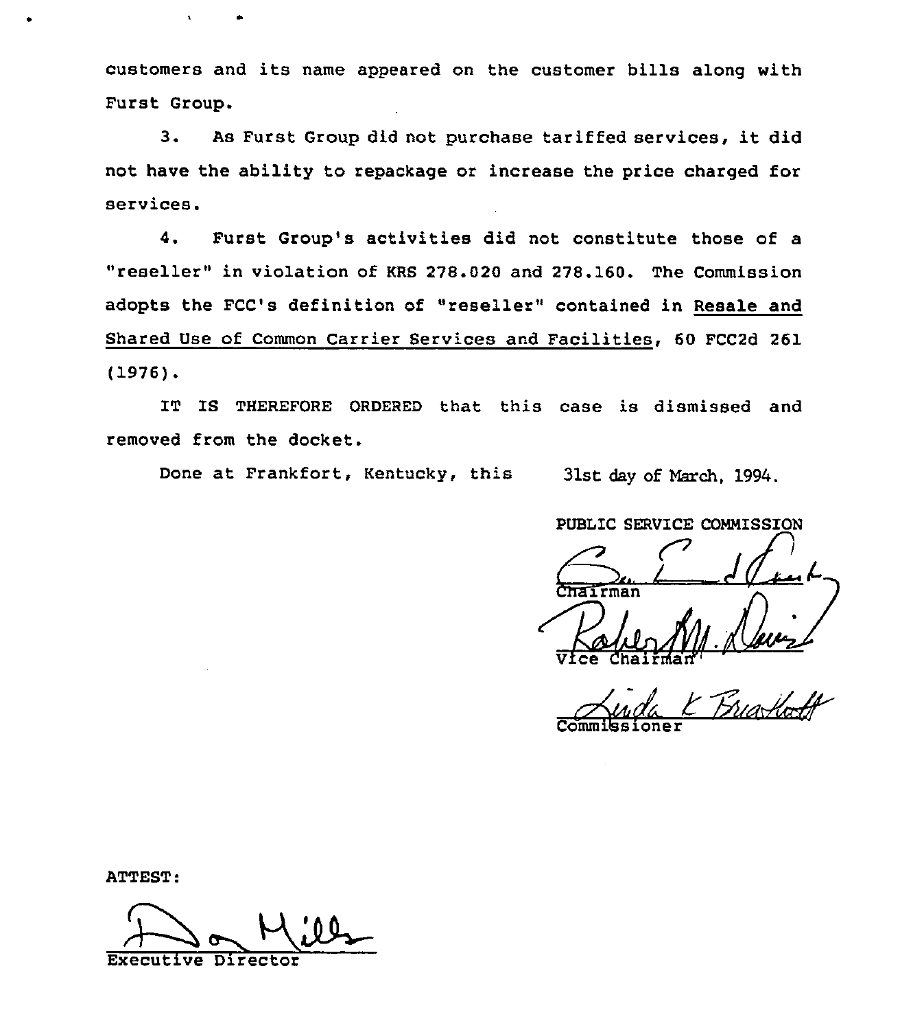customers and its name appeared on the customer bills along with Furst Group.

3. As Furst Group did not purchase tariffed services, it did not have the ability to repackage or increase the price charged for services.

4. Furst Group's activities did not constitute those of a "reseller" in violation of KRS 278.020 and 278.160. The Commission adopts the FCC's definition of "reseller" contained in Resale and Shared Use of Common Carrier Services and Facilities, 60 FCC2d 261 (1976).

IT IS THEREFORE ORDERED that this case is dismissed and removed from the docket.

Done at Frankfort, Kentucky, this 31st day of March, 1994.

PUBLIC SERVICE COMMISSION

Chairman

Vice Chairman

Commissioner

ATTEST:

Executive Director